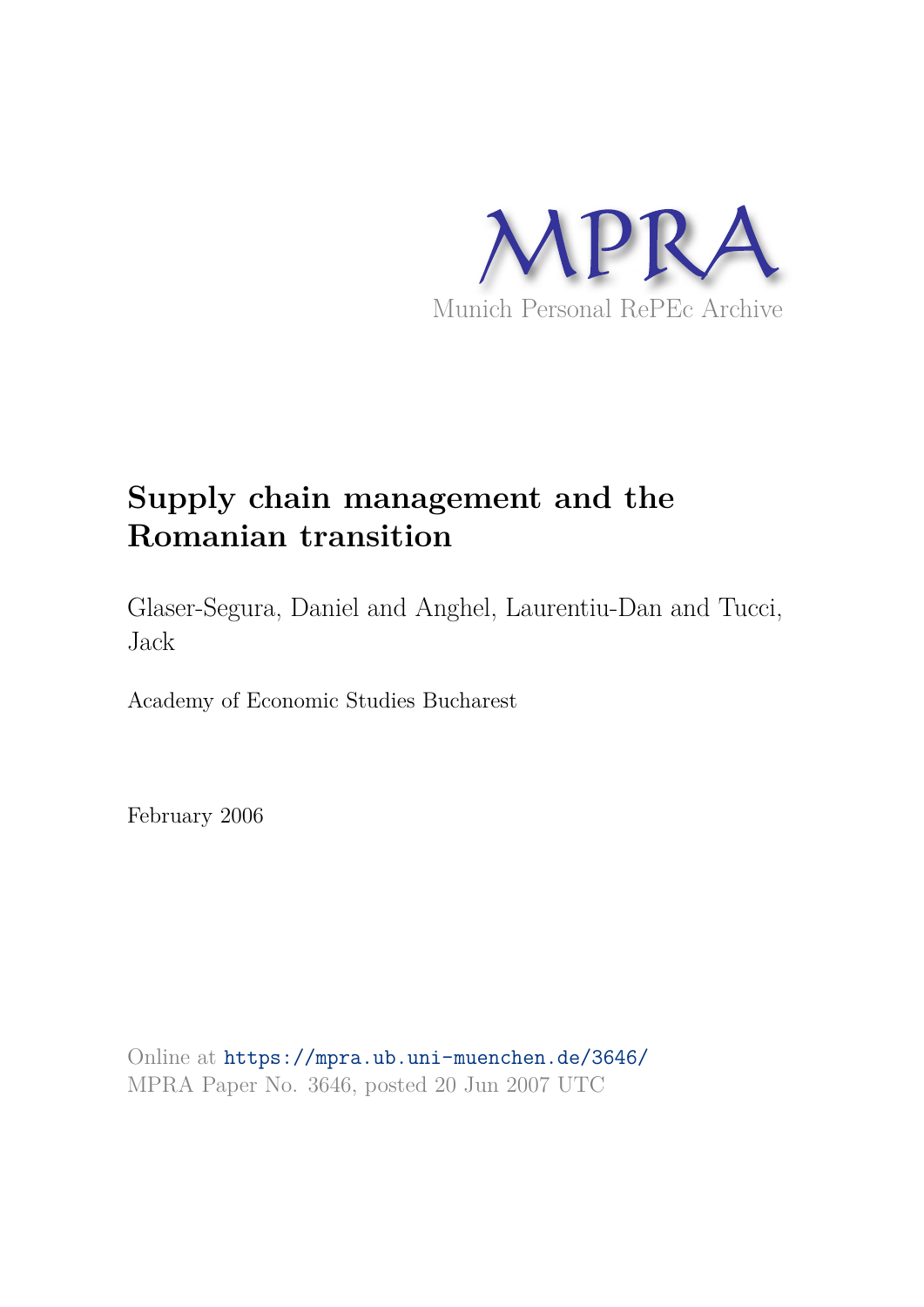MPRA

Munich Personal RePEc Archive

# Supply chain management and the Romanian transition

Glaser-Segura, Daniel and Anghel, Laurentiu-Dan and Tucci, Jack

Academy of Economic Studies Bucharest

February 2006

Online at https://mpra.ub.uni-muenchen.de/3646/
MPRA Paper No. 3646, posted 20 Jun 2007 UTC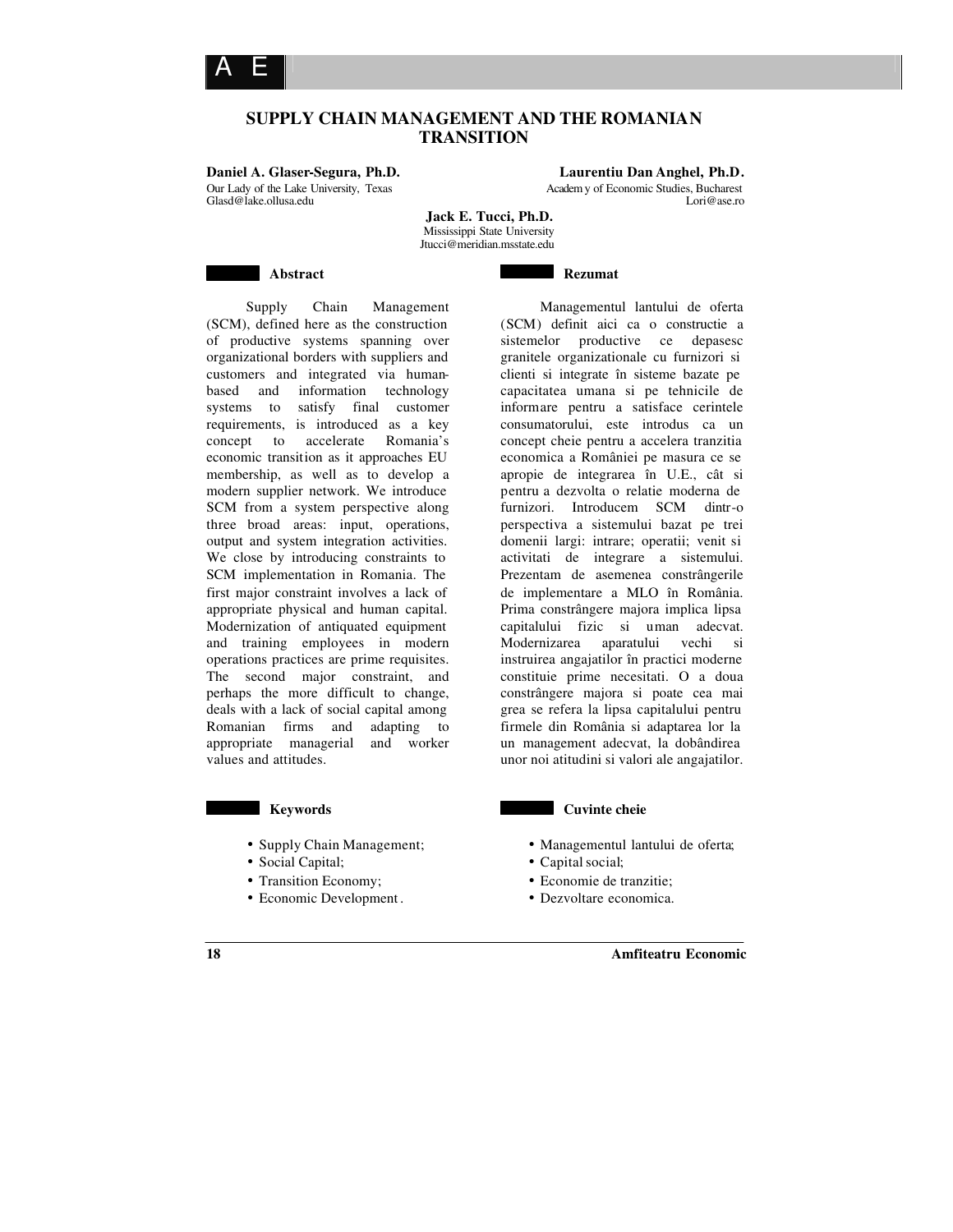# SUPPLY CHAIN MANAGEMENT AND THE ROMANIAN TRANSITION

**Daniel A. Glaser-Segura, Ph.D.**
Our Lady of the Lake University, Texas
Glasd@lake.ollusa.edu

**Laurentiu Dan Anghel, Ph.D.**
Academy of Economic Studies, Bucharest
Lori@ase.ro

**Jack E. Tucci, Ph.D.**
Mississippi State University
Jtucci@meridian.msstate.edu

## Abstract

Supply Chain Management (SCM), defined here as the construction of productive systems spanning over organizational borders with suppliers and customers and integrated via human-based and information technology systems to satisfy final customer requirements, is introduced as a key concept to accelerate Romania's economic transition as it approaches EU membership, as well as to develop a modern supplier network. We introduce SCM from a system perspective along three broad areas: input, operations, output and system integration activities. We close by introducing constraints to SCM implementation in Romania. The first major constraint involves a lack of appropriate physical and human capital. Modernization of antiquated equipment and training employees in modern operations practices are prime requisites. The second major constraint, and perhaps the more difficult to change, deals with a lack of social capital among Romanian firms and adapting to appropriate managerial and worker values and attitudes.

## Keywords

- Supply Chain Management;
- Social Capital;
- Transition Economy;
- Economic Development.

## Rezumat

Managementul lantului de oferta (SCM) definit aici ca o constructie a sistemelor productive ce depasesc granitele organizationale cu furnizori si clienti si integrate în sisteme bazate pe capacitatea umana si pe tehnicile de informare pentru a satisface cerintele consumatorului, este introdus ca un concept cheie pentru a accelera tranzitia economica a României pe masura ce se apropie de integrarea în U.E., cât si pentru a dezvolta o relatie moderna de furnizori. Introducem SCM dintr-o perspectiva a sistemului bazat pe trei domenii largi: intrare; operatii; venit si activitati de integrare a sistemului. Prezentam de asemenea constrângerile de implementare a MLO în România. Prima constrângere majora implica lipsa capitalului fizic si uman adecvat. Modernizarea aparatului vechi si instruirea angajatilor în practici moderne constituie prime necesitati. O a doua constrângere majora si poate cea mai grea se refera la lipsa capitalului pentru firmele din România si adaptarea lor la un management adecvat, la dobândirea unor noi atitudini si valori ale angajatilor.

## Cuvinte cheie

- Managementul lantului de oferta;
- Capital social;
- Economie de tranzitie;
- Dezvoltare economica.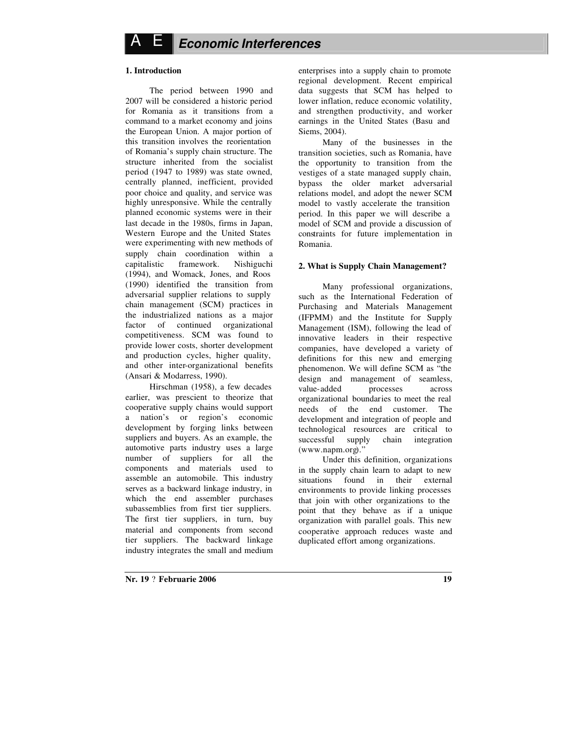## 1. Introduction

The period between 1990 and 2007 will be considered a historic period for Romania as it transitions from a command to a market economy and joins the European Union. A major portion of this transition involves the reorientation of Romania's supply chain structure. The structure inherited from the socialist period (1947 to 1989) was state owned, centrally planned, inefficient, provided poor choice and quality, and service was highly unresponsive. While the centrally planned economic systems were in their last decade in the 1980s, firms in Japan, Western Europe and the United States were experimenting with new methods of supply chain coordination within a capitalistic framework. Nishiguchi (1994), and Womack, Jones, and Roos (1990) identified the transition from adversarial supplier relations to supply chain management (SCM) practices in the industrialized nations as a major factor of continued organizational competitiveness. SCM was found to provide lower costs, shorter development and production cycles, higher quality, and other inter-organizational benefits (Ansari & Modarress, 1990).

Hirschman (1958), a few decades earlier, was prescient to theorize that cooperative supply chains would support a nation's or region's economic development by forging links between suppliers and buyers. As an example, the automotive parts industry uses a large number of suppliers for all the components and materials used to assemble an automobile. This industry serves as a backward linkage industry, in which the end assembler purchases subassemblies from first tier suppliers. The first tier suppliers, in turn, buy material and components from second tier suppliers. The backward linkage industry integrates the small and medium enterprises into a supply chain to promote regional development. Recent empirical data suggests that SCM has helped to lower inflation, reduce economic volatility, and strengthen productivity, and worker earnings in the United States (Basu and Siems, 2004).

Many of the businesses in the transition societies, such as Romania, have the opportunity to transition from the vestiges of a state managed supply chain, bypass the older market adversarial relations model, and adopt the newer SCM model to vastly accelerate the transition period. In this paper we will describe a model of SCM and provide a discussion of constraints for future implementation in Romania.

## 2. What is Supply Chain Management?

Many professional organizations, such as the International Federation of Purchasing and Materials Management (IFPMM) and the Institute for Supply Management (ISM), following the lead of innovative leaders in their respective companies, have developed a variety of definitions for this new and emerging phenomenon. We will define SCM as "the design and management of seamless, value-added processes across organizational boundaries to meet the real needs of the end customer. The development and integration of people and technological resources are critical to successful supply chain integration (www.napm.org)."

Under this definition, organizations in the supply chain learn to adapt to new situations found in their external environments to provide linking processes that join with other organizations to the point that they behave as if a unique organization with parallel goals. This new cooperative approach reduces waste and duplicated effort among organizations.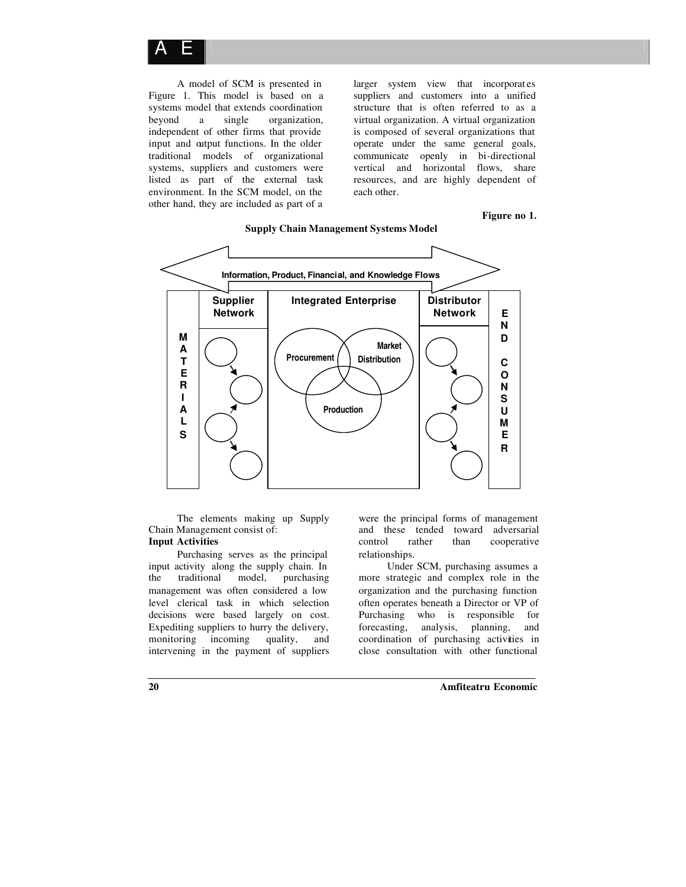A model of SCM is presented in Figure 1. This model is based on a systems model that extends coordination beyond a single organization, independent of other firms that provide input and output functions. In the older traditional models of organizational systems, suppliers and customers were listed as part of the external task environment. In the SCM model, on the other hand, they are included as part of a larger system view that incorporates suppliers and customers into a unified structure that is often referred to as a virtual organization. A virtual organization is composed of several organizations that operate under the same general goals, communicate openly in bi-directional vertical and horizontal flows, share resources, and are highly dependent of each other.

**Figure no 1.**

**Supply Chain Management Systems Model**

Information, Product, Financial, and Knowledge Flows

MATERIALS | Supplier Network | Integrated Enterprise (Procurement, Market Distribution, Production) | Distributor Network | END CONSUMER

The elements making up Supply Chain Management consist of:

**Input Activities**

Purchasing serves as the principal input activity along the supply chain. In the traditional model, purchasing management was often considered a low level clerical task in which selection decisions were based largely on cost. Expediting suppliers to hurry the delivery, monitoring incoming quality, and intervening in the payment of suppliers were the principal forms of management and these tended toward adversarial control rather than cooperative relationships.

Under SCM, purchasing assumes a more strategic and complex role in the organization and the purchasing function often operates beneath a Director or VP of Purchasing who is responsible for forecasting, analysis, planning, and coordination of purchasing activities in close consultation with other functional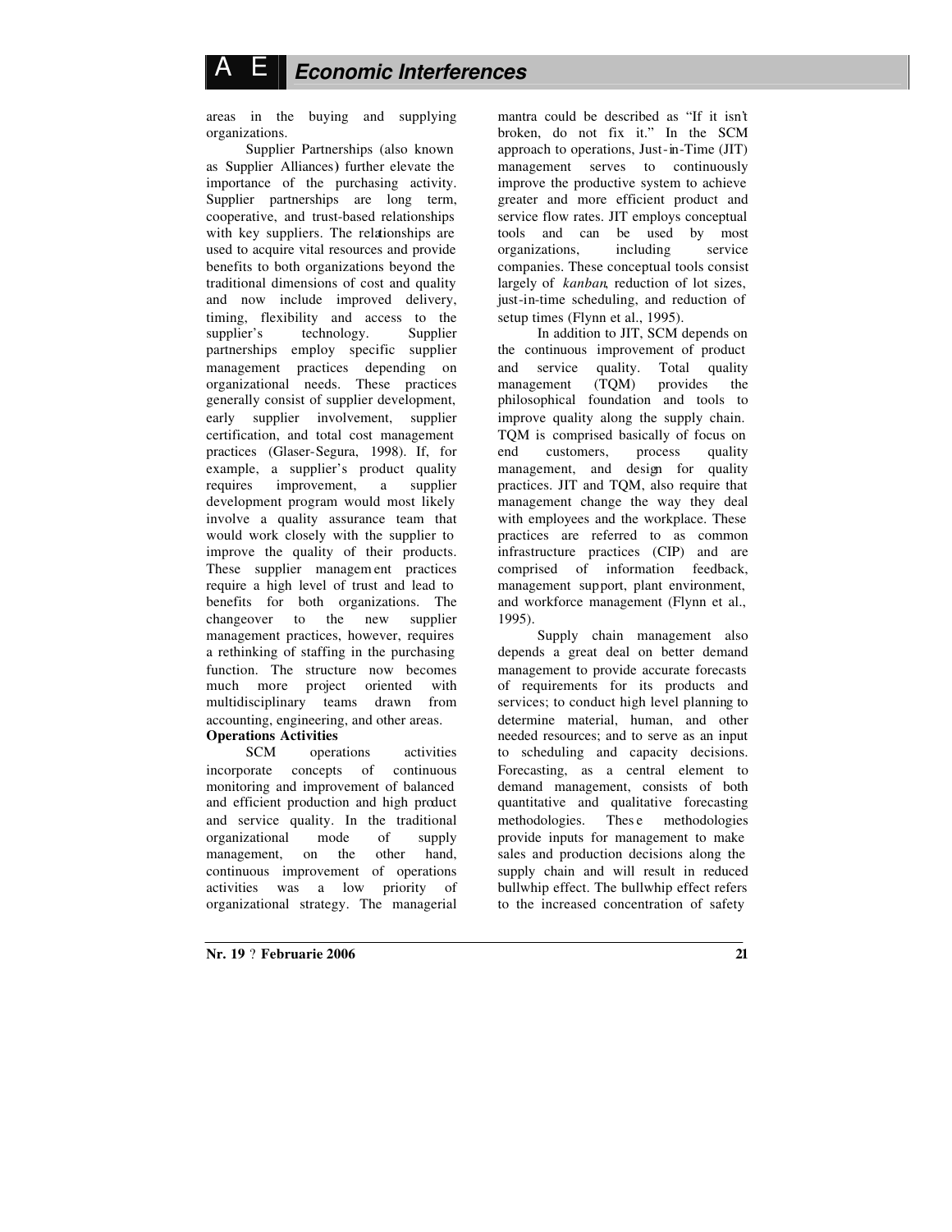areas in the buying and supplying organizations.

Supplier Partnerships (also known as Supplier Alliances) further elevate the importance of the purchasing activity. Supplier partnerships are long term, cooperative, and trust-based relationships with key suppliers. The relationships are used to acquire vital resources and provide benefits to both organizations beyond the traditional dimensions of cost and quality and now include improved delivery, timing, flexibility and access to the supplier's technology. Supplier partnerships employ specific supplier management practices depending on organizational needs. These practices generally consist of supplier development, early supplier involvement, supplier certification, and total cost management practices (Glaser-Segura, 1998). If, for example, a supplier's product quality requires improvement, a supplier development program would most likely involve a quality assurance team that would work closely with the supplier to improve the quality of their products. These supplier management practices require a high level of trust and lead to benefits for both organizations. The changeover to the new supplier management practices, however, requires a rethinking of staffing in the purchasing function. The structure now becomes much more project oriented with multidisciplinary teams drawn from accounting, engineering, and other areas.

**Operations Activities**

SCM operations activities incorporate concepts of continuous monitoring and improvement of balanced and efficient production and high product and service quality. In the traditional organizational mode of supply management, on the other hand, continuous improvement of operations activities was a low priority of organizational strategy. The managerial mantra could be described as "If it isn't broken, do not fix it." In the SCM approach to operations, Just-in-Time (JIT) management serves to continuously improve the productive system to achieve greater and more efficient product and service flow rates. JIT employs conceptual tools and can be used by most organizations, including service companies. These conceptual tools consist largely of *kanban*, reduction of lot sizes, just-in-time scheduling, and reduction of setup times (Flynn et al., 1995).

In addition to JIT, SCM depends on the continuous improvement of product and service quality. Total quality management (TQM) provides the philosophical foundation and tools to improve quality along the supply chain. TQM is comprised basically of focus on end customers, process quality management, and design for quality practices. JIT and TQM, also require that management change the way they deal with employees and the workplace. These practices are referred to as common infrastructure practices (CIP) and are comprised of information feedback, management support, plant environment, and workforce management (Flynn et al., 1995).

Supply chain management also depends a great deal on better demand management to provide accurate forecasts of requirements for its products and services; to conduct high level planning to determine material, human, and other needed resources; and to serve as an input to scheduling and capacity decisions. Forecasting, as a central element to demand management, consists of both quantitative and qualitative forecasting methodologies. These methodologies provide inputs for management to make sales and production decisions along the supply chain and will result in reduced bullwhip effect. The bullwhip effect refers to the increased concentration of safety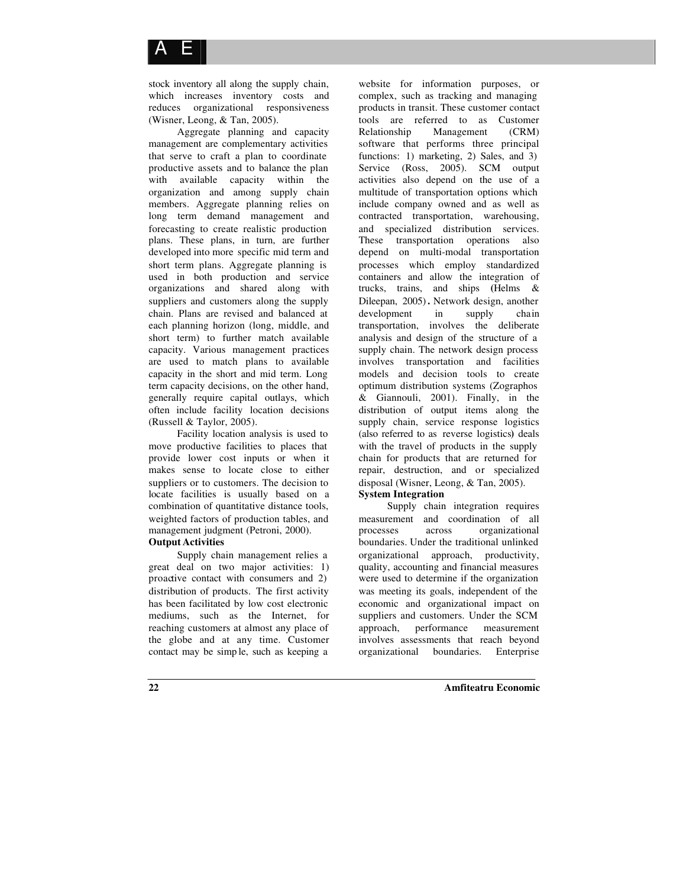stock inventory all along the supply chain, which increases inventory costs and reduces organizational responsiveness (Wisner, Leong, & Tan, 2005).

Aggregate planning and capacity management are complementary activities that serve to craft a plan to coordinate productive assets and to balance the plan with available capacity within the organization and among supply chain members. Aggregate planning relies on long term demand management and forecasting to create realistic production plans. These plans, in turn, are further developed into more specific mid term and short term plans. Aggregate planning is used in both production and service organizations and shared along with suppliers and customers along the supply chain. Plans are revised and balanced at each planning horizon (long, middle, and short term) to further match available capacity. Various management practices are used to match plans to available capacity in the short and mid term. Long term capacity decisions, on the other hand, generally require capital outlays, which often include facility location decisions (Russell & Taylor, 2005).

Facility location analysis is used to move productive facilities to places that provide lower cost inputs or when it makes sense to locate close to either suppliers or to customers. The decision to locate facilities is usually based on a combination of quantitative distance tools, weighted factors of production tables, and management judgment (Petroni, 2000).

**Output Activities**

Supply chain management relies a great deal on two major activities: 1) proactive contact with consumers and 2) distribution of products. The first activity has been facilitated by low cost electronic mediums, such as the Internet, for reaching customers at almost any place of the globe and at any time. Customer contact may be simple, such as keeping a website for information purposes, or complex, such as tracking and managing products in transit. These customer contact tools are referred to as Customer Relationship Management (CRM) software that performs three principal functions: 1) marketing, 2) Sales, and 3) Service (Ross, 2005). SCM output activities also depend on the use of a multitude of transportation options which include company owned and as well as contracted transportation, warehousing, and specialized distribution services. These transportation operations also depend on multi-modal transportation processes which employ standardized containers and allow the integration of trucks, trains, and ships (Helms & Dileepan, 2005). Network design, another development in supply chain transportation, involves the deliberate analysis and design of the structure of a supply chain. The network design process involves transportation and facilities models and decision tools to create optimum distribution systems (Zographos & Giannouli, 2001). Finally, in the distribution of output items along the supply chain, service response logistics (also referred to as reverse logistics) deals with the travel of products in the supply chain for products that are returned for repair, destruction, and or specialized disposal (Wisner, Leong, & Tan, 2005).

**System Integration**

Supply chain integration requires measurement and coordination of all processes across organizational boundaries. Under the traditional unlinked organizational approach, productivity, quality, accounting and financial measures were used to determine if the organization was meeting its goals, independent of the economic and organizational impact on suppliers and customers. Under the SCM approach, performance measurement involves assessments that reach beyond organizational boundaries. Enterprise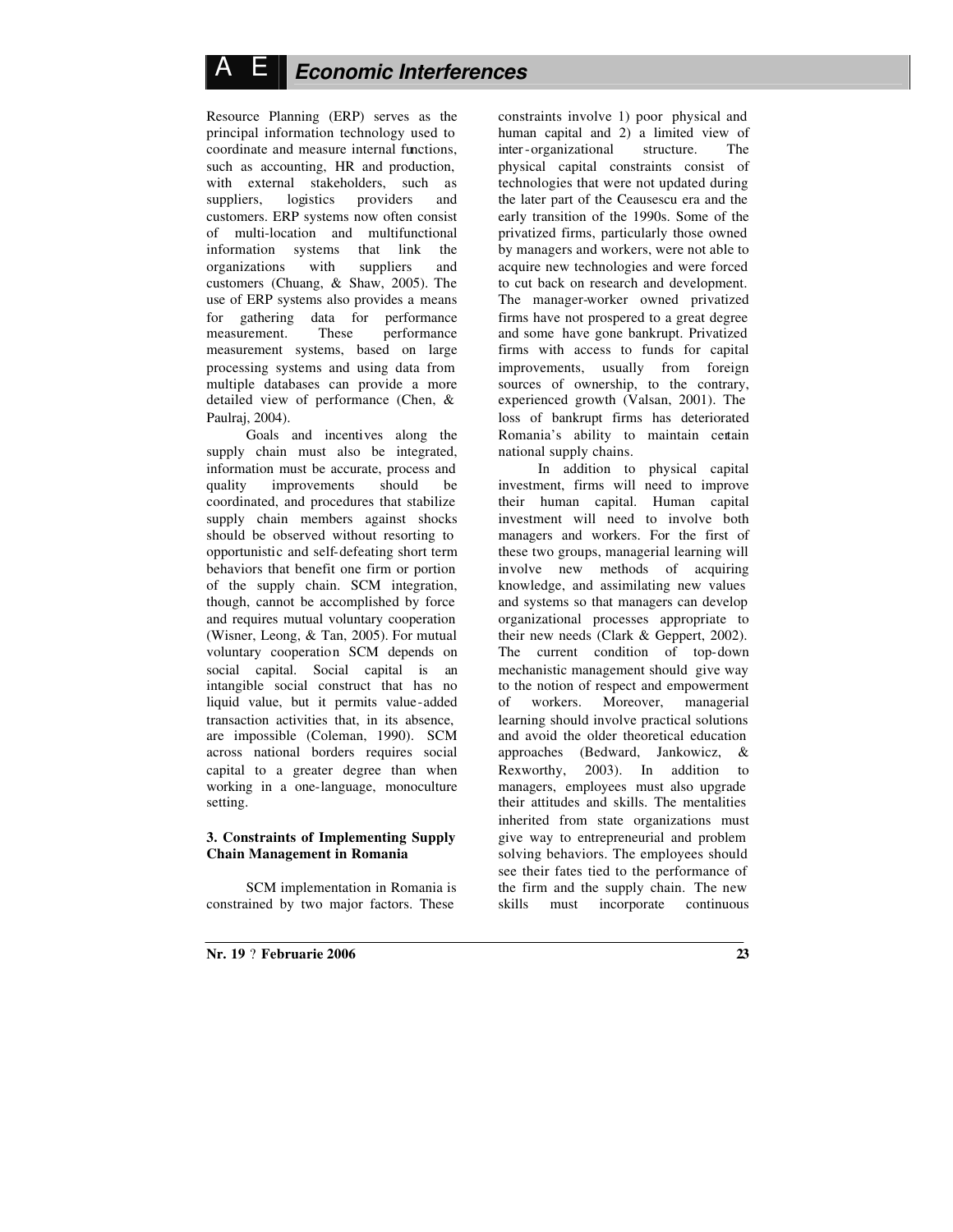Resource Planning (ERP) serves as the principal information technology used to coordinate and measure internal functions, such as accounting, HR and production, with external stakeholders, such as suppliers, logistics providers and customers. ERP systems now often consist of multi-location and multifunctional information systems that link the organizations with suppliers and customers (Chuang, & Shaw, 2005). The use of ERP systems also provides a means for gathering data for performance measurement. These performance measurement systems, based on large processing systems and using data from multiple databases can provide a more detailed view of performance (Chen, & Paulraj, 2004).

Goals and incentives along the supply chain must also be integrated, information must be accurate, process and quality improvements should be coordinated, and procedures that stabilize supply chain members against shocks should be observed without resorting to opportunistic and self-defeating short term behaviors that benefit one firm or portion of the supply chain. SCM integration, though, cannot be accomplished by force and requires mutual voluntary cooperation (Wisner, Leong, & Tan, 2005). For mutual voluntary cooperation SCM depends on social capital. Social capital is an intangible social construct that has no liquid value, but it permits value-added transaction activities that, in its absence, are impossible (Coleman, 1990). SCM across national borders requires social capital to a greater degree than when working in a one-language, monoculture setting.

**3. Constraints of Implementing Supply Chain Management in Romania**

SCM implementation in Romania is constrained by two major factors. These constraints involve 1) poor physical and human capital and 2) a limited view of inter-organizational structure. The physical capital constraints consist of technologies that were not updated during the later part of the Ceausescu era and the early transition of the 1990s. Some of the privatized firms, particularly those owned by managers and workers, were not able to acquire new technologies and were forced to cut back on research and development. The manager-worker owned privatized firms have not prospered to a great degree and some have gone bankrupt. Privatized firms with access to funds for capital improvements, usually from foreign sources of ownership, to the contrary, experienced growth (Valsan, 2001). The loss of bankrupt firms has deteriorated Romania's ability to maintain certain national supply chains.

In addition to physical capital investment, firms will need to improve their human capital. Human capital investment will need to involve both managers and workers. For the first of these two groups, managerial learning will involve new methods of acquiring knowledge, and assimilating new values and systems so that managers can develop organizational processes appropriate to their new needs (Clark & Geppert, 2002). The current condition of top-down mechanistic management should give way to the notion of respect and empowerment of workers. Moreover, managerial learning should involve practical solutions and avoid the older theoretical education approaches (Bedward, Jankowicz, & Rexworthy, 2003). In addition to managers, employees must also upgrade their attitudes and skills. The mentalities inherited from state organizations must give way to entrepreneurial and problem solving behaviors. The employees should see their fates tied to the performance of the firm and the supply chain. The new skills must incorporate continuous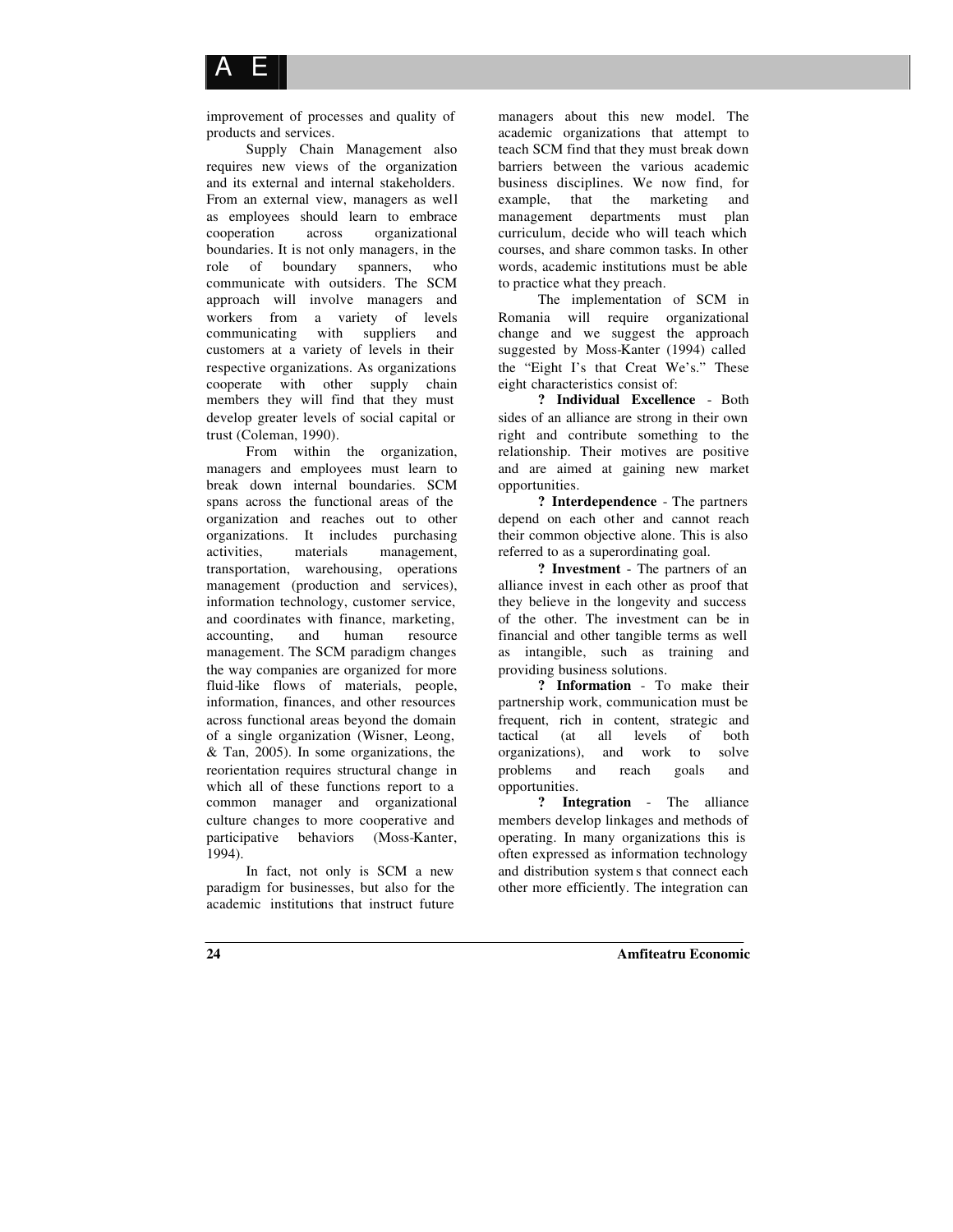improvement of processes and quality of products and services.

Supply Chain Management also requires new views of the organization and its external and internal stakeholders. From an external view, managers as well as employees should learn to embrace cooperation across organizational boundaries. It is not only managers, in the role of boundary spanners, who communicate with outsiders. The SCM approach will involve managers and workers from a variety of levels communicating with suppliers and customers at a variety of levels in their respective organizations. As organizations cooperate with other supply chain members they will find that they must develop greater levels of social capital or trust (Coleman, 1990).

From within the organization, managers and employees must learn to break down internal boundaries. SCM spans across the functional areas of the organization and reaches out to other organizations. It includes purchasing activities, materials management, transportation, warehousing, operations management (production and services), information technology, customer service, and coordinates with finance, marketing, accounting, and human resource management. The SCM paradigm changes the way companies are organized for more fluid-like flows of materials, people, information, finances, and other resources across functional areas beyond the domain of a single organization (Wisner, Leong, & Tan, 2005). In some organizations, the reorientation requires structural change in which all of these functions report to a common manager and organizational culture changes to more cooperative and participative behaviors (Moss-Kanter, 1994).

In fact, not only is SCM a new paradigm for businesses, but also for the academic institutions that instruct future managers about this new model. The academic organizations that attempt to teach SCM find that they must break down barriers between the various academic business disciplines. We now find, for example, that the marketing and management departments must plan curriculum, decide who will teach which courses, and share common tasks. In other words, academic institutions must be able to practice what they preach.

The implementation of SCM in Romania will require organizational change and we suggest the approach suggested by Moss-Kanter (1994) called the "Eight I's that Creat We's." These eight characteristics consist of:

? **Individual Excellence** - Both sides of an alliance are strong in their own right and contribute something to the relationship. Their motives are positive and are aimed at gaining new market opportunities.

? **Interdependence** - The partners depend on each other and cannot reach their common objective alone. This is also referred to as a superordinating goal.

? **Investment** - The partners of an alliance invest in each other as proof that they believe in the longevity and success of the other. The investment can be in financial and other tangible terms as well as intangible, such as training and providing business solutions.

? **Information** - To make their partnership work, communication must be frequent, rich in content, strategic and tactical (at all levels of both organizations), and work to solve problems and reach goals and opportunities.

? **Integration** - The alliance members develop linkages and methods of operating. In many organizations this is often expressed as information technology and distribution systems that connect each other more efficiently. The integration can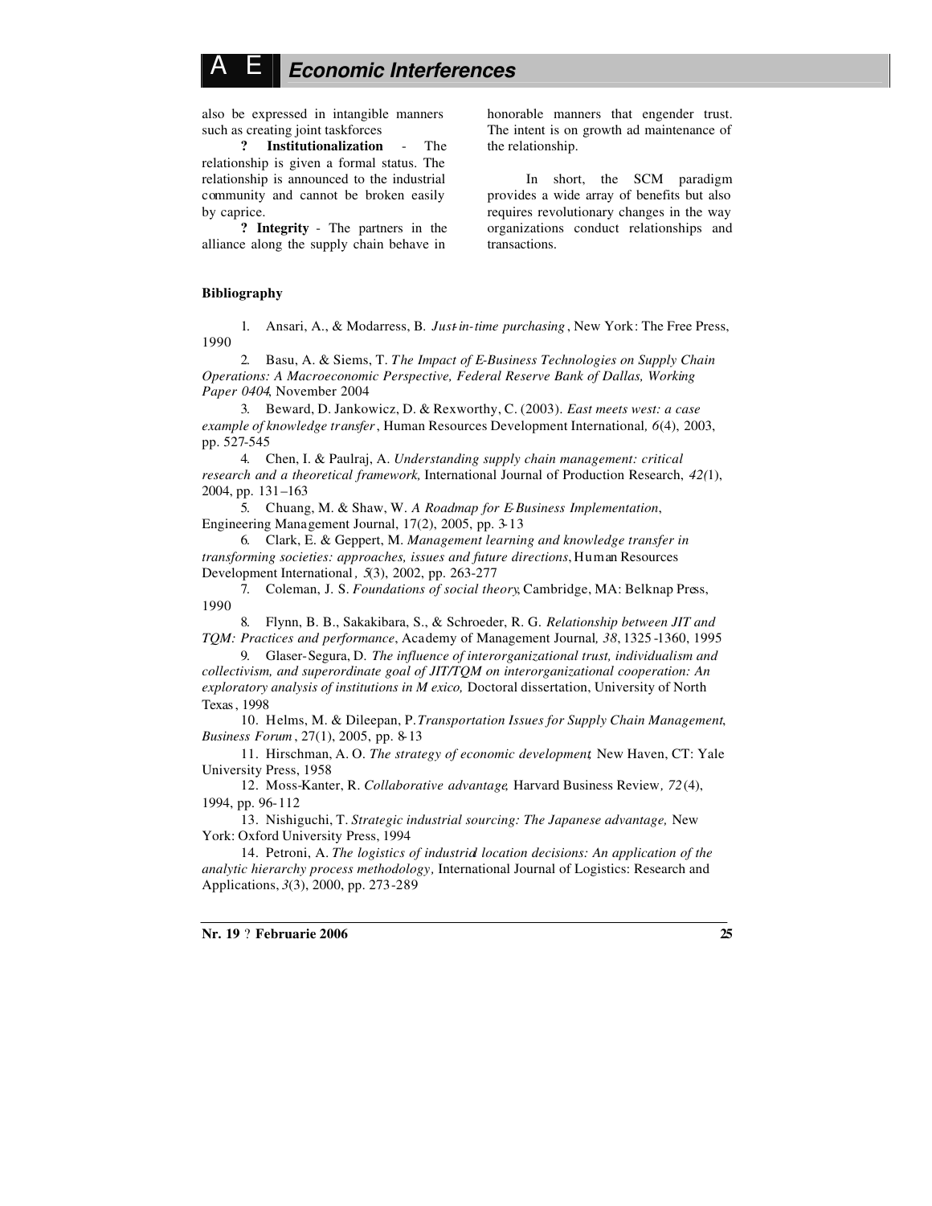also be expressed in intangible manners such as creating joint taskforces

**? Institutionalization** - The relationship is given a formal status. The relationship is announced to the industrial community and cannot be broken easily by caprice.

**? Integrity** - The partners in the alliance along the supply chain behave in honorable manners that engender trust. The intent is on growth ad maintenance of the relationship.

In short, the SCM paradigm provides a wide array of benefits but also requires revolutionary changes in the way organizations conduct relationships and transactions.

**Bibliography**

1. Ansari, A., & Modarress, B. *Just-in-time purchasing*, New York: The Free Press, 1990
2. Basu, A. & Siems, T. *The Impact of E-Business Technologies on Supply Chain Operations: A Macroeconomic Perspective, Federal Reserve Bank of Dallas, Working Paper 0404*, November 2004
3. Beward, D. Jankowicz, D. & Rexworthy, C. (2003). *East meets west: a case example of knowledge transfer*, Human Resources Development International, *6*(4), 2003, pp. 527-545
4. Chen, I. & Paulraj, A. *Understanding supply chain management: critical research and a theoretical framework,* International Journal of Production Research, *42(*1), 2004, pp. 131–163
5. Chuang, M. & Shaw, W. *A Roadmap for E-Business Implementation*, Engineering Management Journal, 17(2), 2005, pp. 3-13
6. Clark, E. & Geppert, M. *Management learning and knowledge transfer in transforming societies: approaches, issues and future directions*, Human Resources Development International*, 5*(3), 2002, pp. 263-277
7. Coleman, J. S. *Foundations of social theory*, Cambridge, MA: Belknap Press, 1990
8. Flynn, B. B., Sakakibara, S., & Schroeder, R. G. *Relationship between JIT and TQM: Practices and performance*, Academy of Management Journal*, 38*, 1325-1360, 1995
9. Glaser-Segura, D. *The influence of interorganizational trust, individualism and collectivism, and superordinate goal of JIT/TQM on interorganizational cooperation: An exploratory analysis of institutions in Mexico,* Doctoral dissertation, University of North Texas, 1998
10. Helms, M. & Dileepan, P. *Transportation Issues for Supply Chain Management*, *Business Forum*, 27(1), 2005, pp. 8-13
11. Hirschman, A. O. *The strategy of economic development*, New Haven, CT: Yale University Press, 1958
12. Moss-Kanter, R. *Collaborative advantage*, Harvard Business Review*, 72*(4), 1994, pp. 96-112
13. Nishiguchi, T. *Strategic industrial sourcing: The Japanese advantage,* New York: Oxford University Press, 1994
14. Petroni, A. *The logistics of industrial location decisions: An application of the analytic hierarchy process methodology,* International Journal of Logistics: Research and Applications, *3*(3), 2000, pp. 273-289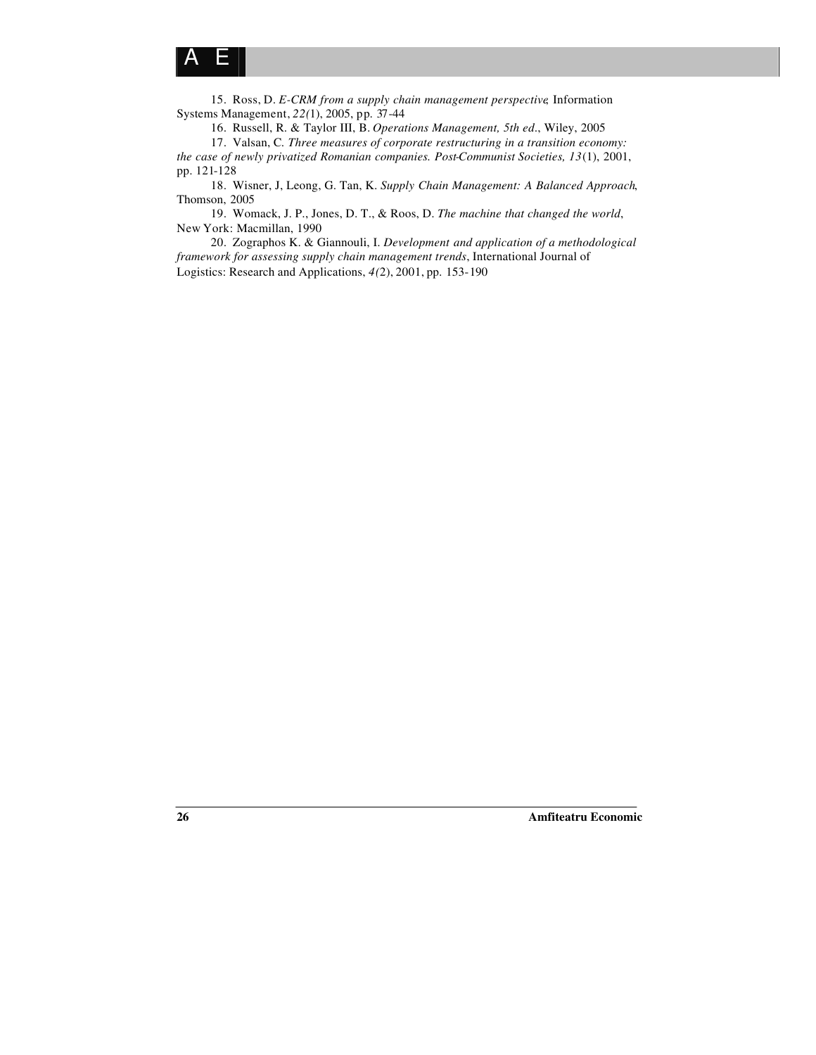15. Ross, D. *E-CRM from a supply chain management perspective*, Information Systems Management, *22(*1), 2005, pp. 37-44

16. Russell, R. & Taylor III, B. *Operations Management, 5th ed*., Wiley, 2005

17. Valsan, C. *Three measures of corporate restructuring in a transition economy: the case of newly privatized Romanian companies. Post-Communist Societies, 13*(1), 2001, pp. 121-128

18. Wisner, J, Leong, G. Tan, K. *Supply Chain Management: A Balanced Approach*, Thomson, 2005

19. Womack, J. P., Jones, D. T., & Roos, D. *The machine that changed the world*, New York: Macmillan, 1990

20. Zographos K. & Giannouli, I. *Development and application of a methodological framework for assessing supply chain management trends*, International Journal of Logistics: Research and Applications, *4(*2), 2001, pp. 153-190